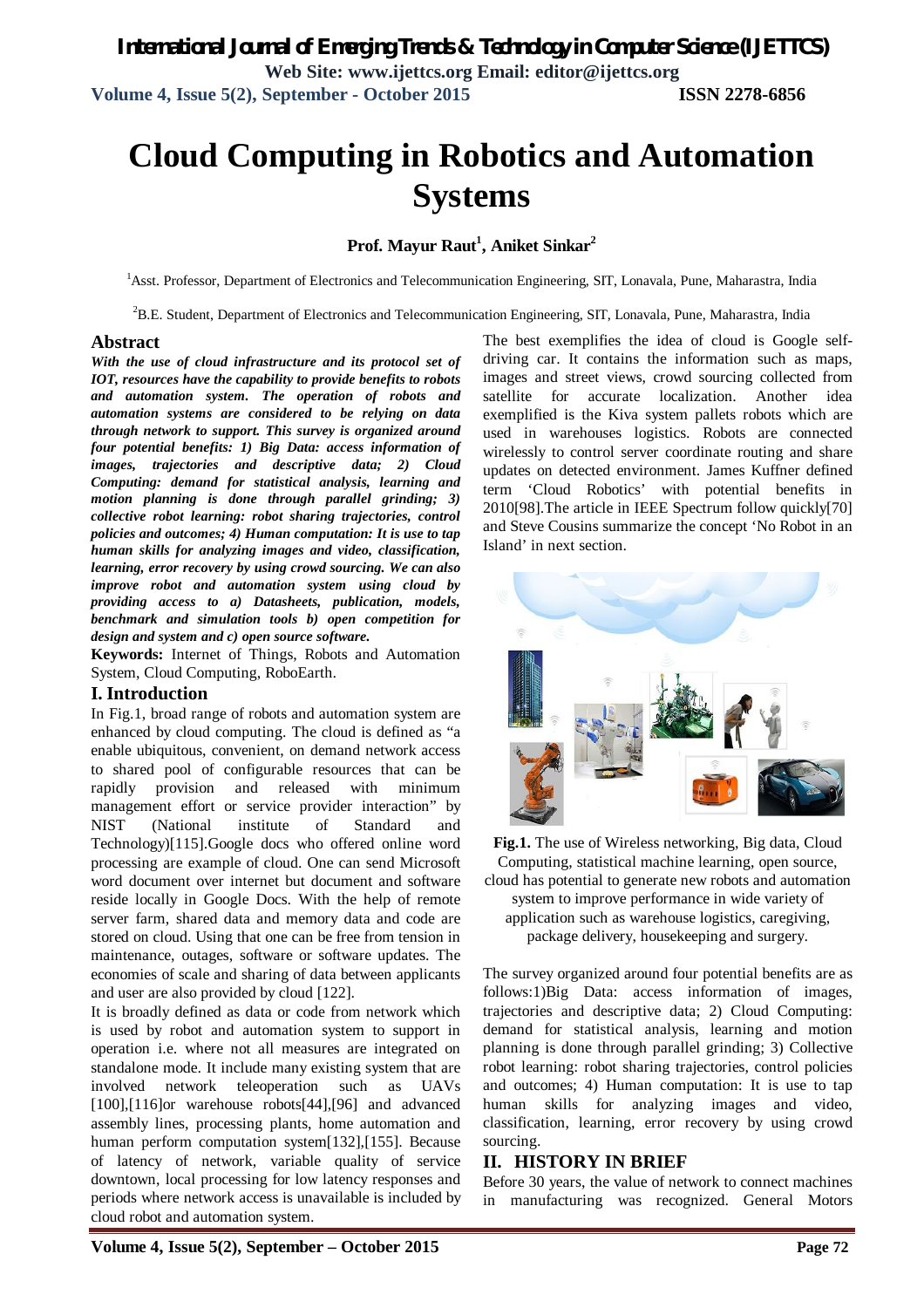# Cloud Computing in Robotics and Automation Systems

**Prof. Mayur Raut[1], Aniket Sinkar[2]**

[1]Asst. Professor, Department of Electronics and Telecommunication Engineering, SIT, Lonavala, Pune, Maharastra, India

[2]B.E. Student, Department of Electronics and Telecommunication Engineering, SIT, Lonavala, Pune, Maharastra, India

## Abstract

***With the use of cloud infrastructure and its protocol set of IOT, resources have the capability to provide benefits to robots and automation system. The operation of robots and automation systems are considered to be relying on data through network to support. This survey is organized around four potential benefits: 1) Big Data: access information of images, trajectories and descriptive data; 2) Cloud Computing: demand for statistical analysis, learning and motion planning is done through parallel grinding; 3) collective robot learning: robot sharing trajectories, control policies and outcomes; 4) Human computation: It is use to tap human skills for analyzing images and video, classification, learning, error recovery by using crowd sourcing. We can also improve robot and automation system using cloud by providing access to a) Datasheets, publication, models, benchmark and simulation tools b) open competition for design and system and c) open source software.***

**Keywords:** Internet of Things, Robots and Automation System, Cloud Computing, RoboEarth.

## I. Introduction

In Fig.1, broad range of robots and automation system are enhanced by cloud computing. The cloud is defined as "a enable ubiquitous, convenient, on demand network access to shared pool of configurable resources that can be rapidly provision and released with minimum management effort or service provider interaction" by NIST (National institute of Standard and Technology)[115].Google docs who offered online word processing are example of cloud. One can send Microsoft word document over internet but document and software reside locally in Google Docs. With the help of remote server farm, shared data and memory data and code are stored on cloud. Using that one can be free from tension in maintenance, outages, software or software updates. The economies of scale and sharing of data between applicants and user are also provided by cloud [122].

It is broadly defined as data or code from network which is used by robot and automation system to support in operation i.e. where not all measures are integrated on standalone mode. It include many existing system that are involved network teleoperation such as UAVs [100],[116]or warehouse robots[44],[96] and advanced assembly lines, processing plants, home automation and human perform computation system[132],[155]. Because of latency of network, variable quality of service downtown, local processing for low latency responses and periods where network access is unavailable is included by cloud robot and automation system.

The best exemplifies the idea of cloud is Google self-driving car. It contains the information such as maps, images and street views, crowd sourcing collected from satellite for accurate localization. Another idea exemplified is the Kiva system pallets robots which are used in warehouses logistics. Robots are connected wirelessly to control server coordinate routing and share updates on detected environment. James Kuffner defined term 'Cloud Robotics' with potential benefits in 2010[98].The article in IEEE Spectrum follow quickly[70] and Steve Cousins summarize the concept 'No Robot in an Island' in next section.

**Fig.1.** The use of Wireless networking, Big data, Cloud Computing, statistical machine learning, open source, cloud has potential to generate new robots and automation system to improve performance in wide variety of application such as warehouse logistics, caregiving, package delivery, housekeeping and surgery.

The survey organized around four potential benefits are as follows:1)Big Data: access information of images, trajectories and descriptive data; 2) Cloud Computing: demand for statistical analysis, learning and motion planning is done through parallel grinding; 3) Collective robot learning: robot sharing trajectories, control policies and outcomes; 4) Human computation: It is use to tap human skills for analyzing images and video, classification, learning, error recovery by using crowd sourcing.

## II. HISTORY IN BRIEF

Before 30 years, the value of network to connect machines in manufacturing was recognized. General Motors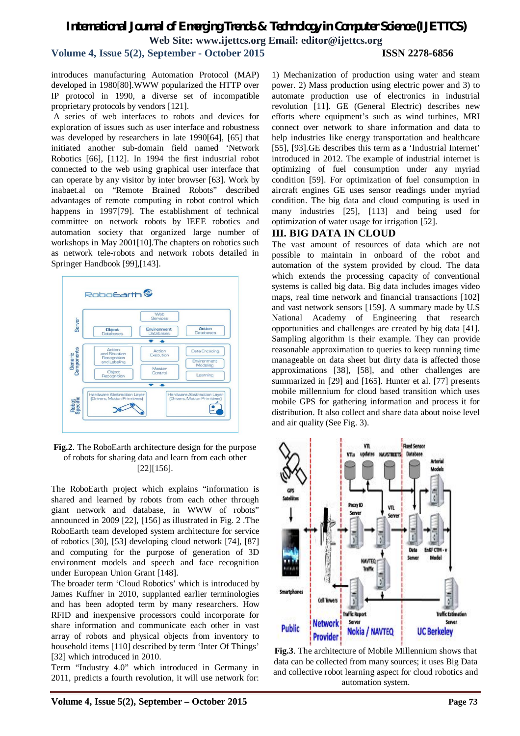introduces manufacturing Automation Protocol (MAP) developed in 1980[80].WWW popularized the HTTP over IP protocol in 1990, a diverse set of incompatible proprietary protocols by vendors [121].

A series of web interfaces to robots and devices for exploration of issues such as user interface and robustness was developed by researchers in late 1990[64], [65] that initiated another sub-domain field named 'Network Robotics [66], [112]. In 1994 the first industrial robot connected to the web using graphical user interface that can operate by any visitor by inter browser [63]. Work by inabaet.al on "Remote Brained Robots" described advantages of remote computing in robot control which happens in 1997[79]. The establishment of technical committee on network robots by IEEE robotics and automation society that organized large number of workshops in May 2001[10].The chapters on robotics such as network tele-robots and network robots detailed in Springer Handbook [99],[143].

**Fig.2**. The RoboEarth architecture design for the purpose of robots for sharing data and learn from each other [22][156].

The RoboEarth project which explains "information is shared and learned by robots from each other through giant network and database, in WWW of robots" announced in 2009 [22], [156] as illustrated in Fig. 2 .The RoboEarth team developed system architecture for service of robotics [30], [53] developing cloud network [74], [87] and computing for the purpose of generation of 3D environment models and speech and face recognition under European Union Grant [148].

The broader term 'Cloud Robotics' which is introduced by James Kuffner in 2010, supplanted earlier terminologies and has been adopted term by many researchers. How RFID and inexpensive processors could incorporate for share information and communicate each other in vast array of robots and physical objects from inventory to household items [110] described by term 'Inter Of Things' [32] which introduced in 2010.

Term "Industry 4.0" which introduced in Germany in 2011, predicts a fourth revolution, it will use network for: 1) Mechanization of production using water and steam power. 2) Mass production using electric power and 3) to automate production use of electronics in industrial revolution [11]. GE (General Electric) describes new efforts where equipment's such as wind turbines, MRI connect over network to share information and data to help industries like energy transportation and healthcare [55], [93].GE describes this term as a 'Industrial Internet' introduced in 2012. The example of industrial internet is optimizing of fuel consumption under any myriad condition [59]. For optimization of fuel consumption in aircraft engines GE uses sensor readings under myriad condition. The big data and cloud computing is used in many industries [25], [113] and being used for optimization of water usage for irrigation [52].

## III. BIG DATA IN CLOUD

The vast amount of resources of data which are not possible to maintain in onboard of the robot and automation of the system provided by cloud. The data which extends the processing capacity of conventional systems is called big data. Big data includes images video maps, real time network and financial transactions [102] and vast network sensors [159]. A summary made by U.S National Academy of Engineering that research opportunities and challenges are created by big data [41]. Sampling algorithm is their example. They can provide reasonable approximation to queries to keep running time manageable on data sheet but dirty data is affected those approximations [38], [58], and other challenges are summarized in [29] and [165]. Hunter et al. [77] presents mobile millennium for cloud based transition which uses mobile GPS for gathering information and process it for distribution. It also collect and share data about noise level and air quality (See Fig. 3).

**Fig.3**. The architecture of Mobile Millennium shows that data can be collected from many sources; it uses Big Data and collective robot learning aspect for cloud robotics and automation system.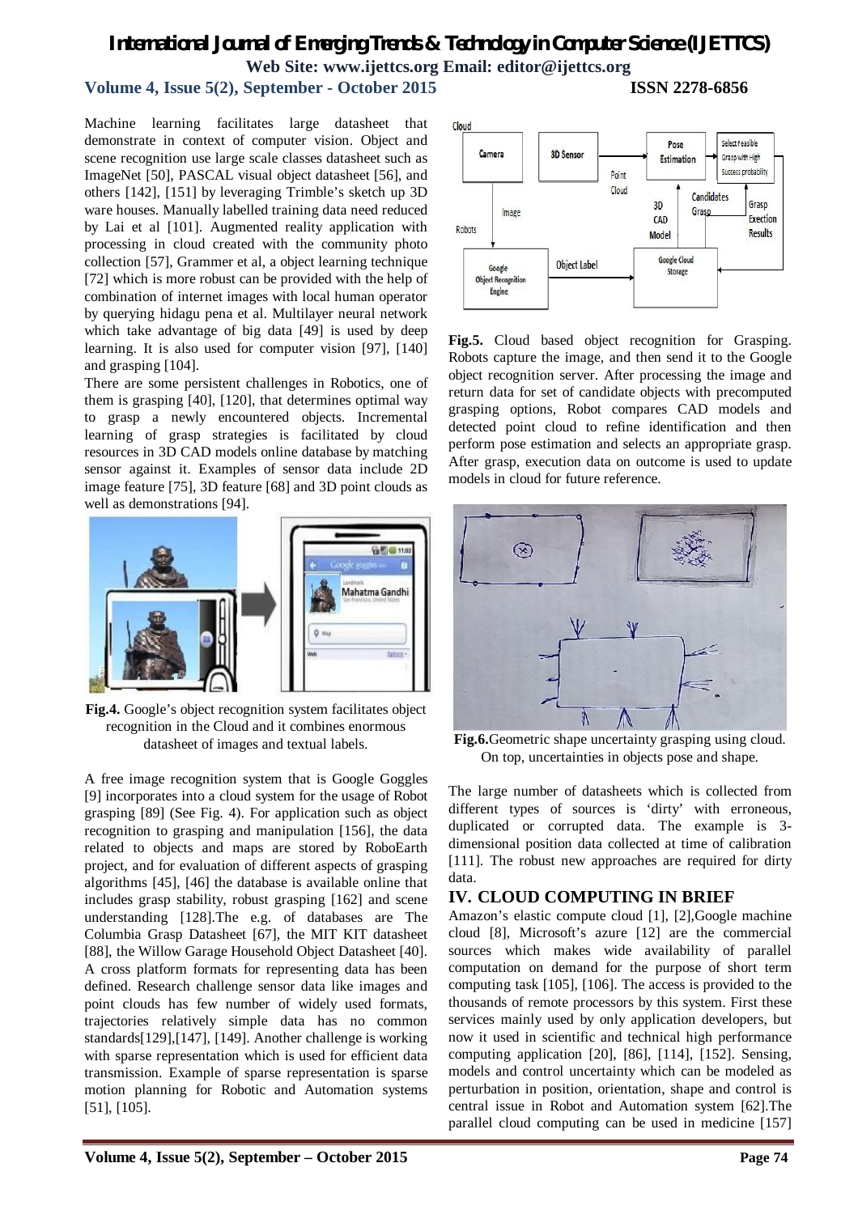Machine learning facilitates large datasheet that demonstrate in context of computer vision. Object and scene recognition use large scale classes datasheet such as ImageNet [50], PASCAL visual object datasheet [56], and others [142], [151] by leveraging Trimble's sketch up 3D ware houses. Manually labelled training data need reduced by Lai et al [101]. Augmented reality application with processing in cloud created with the community photo collection [57], Grammer et al, a object learning technique [72] which is more robust can be provided with the help of combination of internet images with local human operator by querying hidagu pena et al. Multilayer neural network which take advantage of big data [49] is used by deep learning. It is also used for computer vision [97], [140] and grasping [104].

There are some persistent challenges in Robotics, one of them is grasping [40], [120], that determines optimal way to grasp a newly encountered objects. Incremental learning of grasp strategies is facilitated by cloud resources in 3D CAD models online database by matching sensor against it. Examples of sensor data include 2D image feature [75], 3D feature [68] and 3D point clouds as well as demonstrations [94].

**Fig.4.** Google's object recognition system facilitates object recognition in the Cloud and it combines enormous datasheet of images and textual labels.

A free image recognition system that is Google Goggles [9] incorporates into a cloud system for the usage of Robot grasping [89] (See Fig. 4). For application such as object recognition to grasping and manipulation [156], the data related to objects and maps are stored by RoboEarth project, and for evaluation of different aspects of grasping algorithms [45], [46] the database is available online that includes grasp stability, robust grasping [162] and scene understanding [128].The e.g. of databases are The Columbia Grasp Datasheet [67], the MIT KIT datasheet [88], the Willow Garage Household Object Datasheet [40]. A cross platform formats for representing data has been defined. Research challenge sensor data like images and point clouds has few number of widely used formats, trajectories relatively simple data has no common standards[129],[147], [149]. Another challenge is working with sparse representation which is used for efficient data transmission. Example of sparse representation is sparse motion planning for Robotic and Automation systems [51], [105].

**Fig.5.** Cloud based object recognition for Grasping. Robots capture the image, and then send it to the Google object recognition server. After processing the image and return data for set of candidate objects with precomputed grasping options, Robot compares CAD models and detected point cloud to refine identification and then perform pose estimation and selects an appropriate grasp. After grasp, execution data on outcome is used to update models in cloud for future reference.

**Fig.6.**Geometric shape uncertainty grasping using cloud. On top, uncertainties in objects pose and shape.

The large number of datasheets which is collected from different types of sources is 'dirty' with erroneous, duplicated or corrupted data. The example is 3-dimensional position data collected at time of calibration [111]. The robust new approaches are required for dirty data.

## IV. CLOUD COMPUTING IN BRIEF

Amazon's elastic compute cloud [1], [2],Google machine cloud [8], Microsoft's azure [12] are the commercial sources which makes wide availability of parallel computation on demand for the purpose of short term computing task [105], [106]. The access is provided to the thousands of remote processors by this system. First these services mainly used by only application developers, but now it used in scientific and technical high performance computing application [20], [86], [114], [152]. Sensing, models and control uncertainty which can be modeled as perturbation in position, orientation, shape and control is central issue in Robot and Automation system [62].The parallel cloud computing can be used in medicine [157]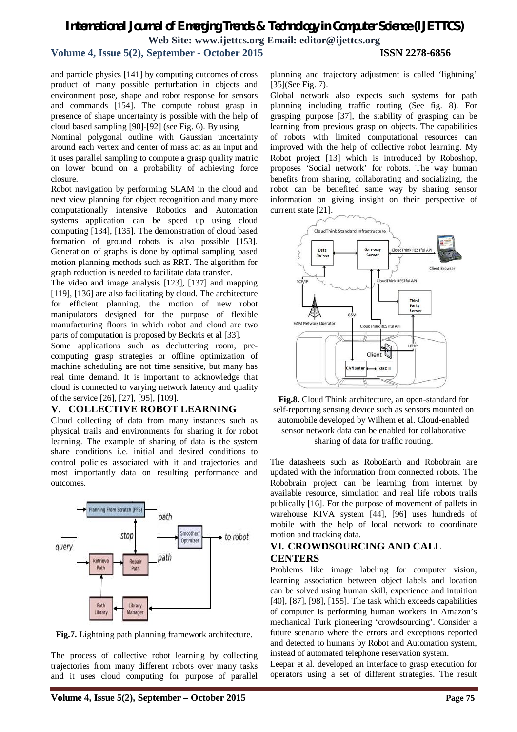and particle physics [141] by computing outcomes of cross product of many possible perturbation in objects and environment pose, shape and robot response for sensors and commands [154]. The compute robust grasp in presence of shape uncertainty is possible with the help of cloud based sampling [90]-[92] (see Fig. 6). By using

Nominal polygonal outline with Gaussian uncertainty around each vertex and center of mass act as an input and it uses parallel sampling to compute a grasp quality matric on lower bound on a probability of achieving force closure.

Robot navigation by performing SLAM in the cloud and next view planning for object recognition and many more computationally intensive Robotics and Automation systems application can be speed up using cloud computing [134], [135]. The demonstration of cloud based formation of ground robots is also possible [153]. Generation of graphs is done by optimal sampling based motion planning methods such as RRT. The algorithm for graph reduction is needed to facilitate data transfer.

The video and image analysis [123], [137] and mapping [119], [136] are also facilitating by cloud. The architecture for efficient planning, the motion of new robot manipulators designed for the purpose of flexible manufacturing floors in which robot and cloud are two parts of computation is proposed by Beckris et al [33].

Some applications such as decluttering room, pre-computing grasp strategies or offline optimization of machine scheduling are not time sensitive, but many has real time demand. It is important to acknowledge that cloud is connected to varying network latency and quality of the service [26], [27], [95], [109].

## V. COLLECTIVE ROBOT LEARNING

Cloud collecting of data from many instances such as physical trails and environments for sharing it for robot learning. The example of sharing of data is the system share conditions i.e. initial and desired conditions to control policies associated with it and trajectories and most importantly data on resulting performance and outcomes.

**Fig.7.** Lightning path planning framework architecture.

The process of collective robot learning by collecting trajectories from many different robots over many tasks and it uses cloud computing for purpose of parallel planning and trajectory adjustment is called 'lightning' [35](See Fig. 7).

Global network also expects such systems for path planning including traffic routing (See fig. 8). For grasping purpose [37], the stability of grasping can be learning from previous grasp on objects. The capabilities of robots with limited computational resources can improved with the help of collective robot learning. My Robot project [13] which is introduced by Roboshop, proposes 'Social network' for robots. The way human benefits from sharing, collaborating and socializing, the robot can be benefited same way by sharing sensor information on giving insight on their perspective of current state [21].

**Fig.8.** Cloud Think architecture, an open-standard for self-reporting sensing device such as sensors mounted on automobile developed by Wilhem et al. Cloud-enabled sensor network data can be enabled for collaborative sharing of data for traffic routing.

The datasheets such as RoboEarth and Robobrain are updated with the information from connected robots. The Robobrain project can be learning from internet by available resource, simulation and real life robots trails publically [16]. For the purpose of movement of pallets in warehouse KIVA system [44], [96] uses hundreds of mobile with the help of local network to coordinate motion and tracking data.

## VI. CROWDSOURCING AND CALL CENTERS

Problems like image labeling for computer vision, learning association between object labels and location can be solved using human skill, experience and intuition [40], [87], [98], [155]. The task which exceeds capabilities of computer is performing human workers in Amazon's mechanical Turk pioneering 'crowdsourcing'. Consider a future scenario where the errors and exceptions reported and detected to humans by Robot and Automation system, instead of automated telephone reservation system.

Leepar et al. developed an interface to grasp execution for operators using a set of different strategies. The result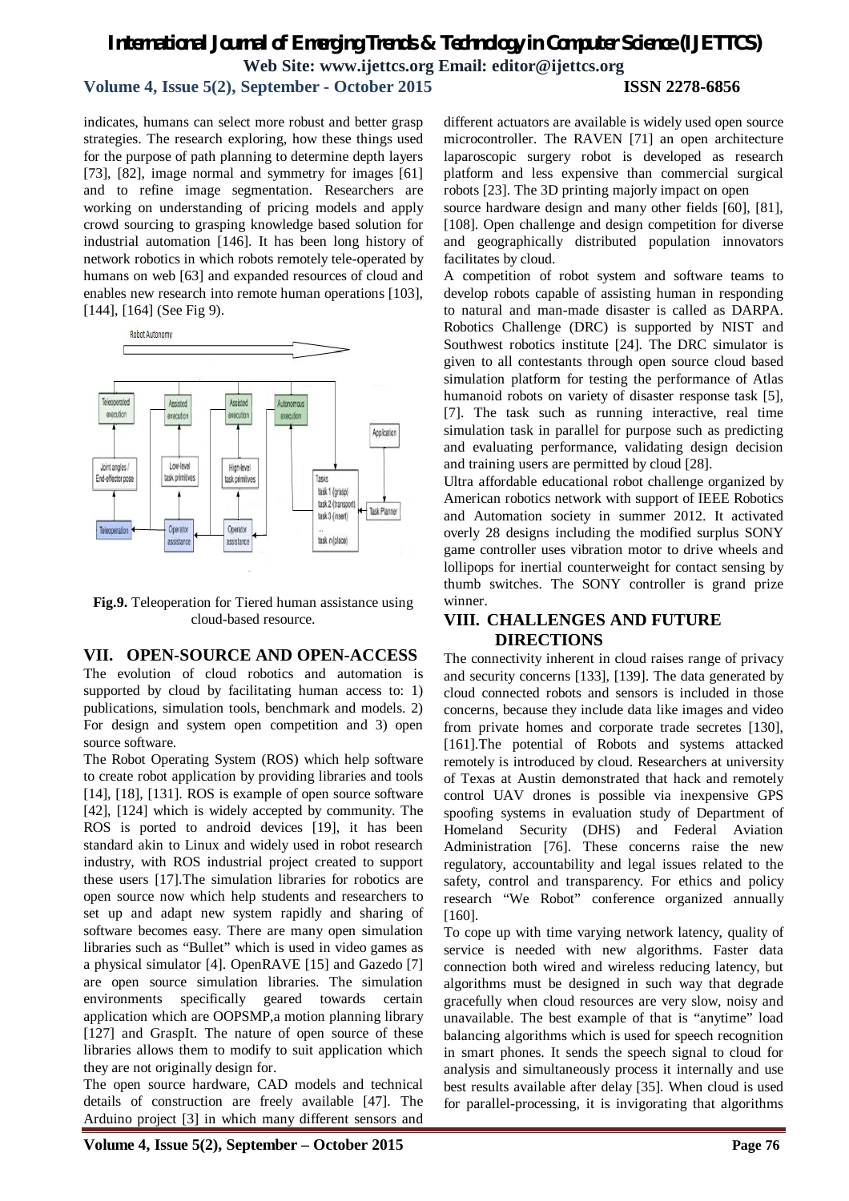indicates, humans can select more robust and better grasp strategies. The research exploring, how these things used for the purpose of path planning to determine depth layers [73], [82], image normal and symmetry for images [61] and to refine image segmentation. Researchers are working on understanding of pricing models and apply crowd sourcing to grasping knowledge based solution for industrial automation [146]. It has been long history of network robotics in which robots remotely tele-operated by humans on web [63] and expanded resources of cloud and enables new research into remote human operations [103], [144], [164] (See Fig 9).

**Fig.9.** Teleoperation for Tiered human assistance using cloud-based resource.

## VII. OPEN-SOURCE AND OPEN-ACCESS

The evolution of cloud robotics and automation is supported by cloud by facilitating human access to: 1) publications, simulation tools, benchmark and models. 2) For design and system open competition and 3) open source software.

The Robot Operating System (ROS) which help software to create robot application by providing libraries and tools [14], [18], [131]. ROS is example of open source software [42], [124] which is widely accepted by community. The ROS is ported to android devices [19], it has been standard akin to Linux and widely used in robot research industry, with ROS industrial project created to support these users [17].The simulation libraries for robotics are open source now which help students and researchers to set up and adapt new system rapidly and sharing of software becomes easy. There are many open simulation libraries such as "Bullet" which is used in video games as a physical simulator [4]. OpenRAVE [15] and Gazedo [7] are open source simulation libraries. The simulation environments specifically geared towards certain application which are OOPSMP,a motion planning library [127] and GraspIt. The nature of open source of these libraries allows them to modify to suit application which they are not originally design for.

The open source hardware, CAD models and technical details of construction are freely available [47]. The Arduino project [3] in which many different sensors and different actuators are available is widely used open source microcontroller. The RAVEN [71] an open architecture laparoscopic surgery robot is developed as research platform and less expensive than commercial surgical robots [23]. The 3D printing majorly impact on open source hardware design and many other fields [60], [81], [108]. Open challenge and design competition for diverse and geographically distributed population innovators facilitates by cloud.

A competition of robot system and software teams to develop robots capable of assisting human in responding to natural and man-made disaster is called as DARPA. Robotics Challenge (DRC) is supported by NIST and Southwest robotics institute [24]. The DRC simulator is given to all contestants through open source cloud based simulation platform for testing the performance of Atlas humanoid robots on variety of disaster response task [5], [7]. The task such as running interactive, real time simulation task in parallel for purpose such as predicting and evaluating performance, validating design decision and training users are permitted by cloud [28].

Ultra affordable educational robot challenge organized by American robotics network with support of IEEE Robotics and Automation society in summer 2012. It activated overly 28 designs including the modified surplus SONY game controller uses vibration motor to drive wheels and lollipops for inertial counterweight for contact sensing by thumb switches. The SONY controller is grand prize winner.

## VIII. CHALLENGES AND FUTURE DIRECTIONS

The connectivity inherent in cloud raises range of privacy and security concerns [133], [139]. The data generated by cloud connected robots and sensors is included in those concerns, because they include data like images and video from private homes and corporate trade secretes [130], [161].The potential of Robots and systems attacked remotely is introduced by cloud. Researchers at university of Texas at Austin demonstrated that hack and remotely control UAV drones is possible via inexpensive GPS spoofing systems in evaluation study of Department of Homeland Security (DHS) and Federal Aviation Administration [76]. These concerns raise the new regulatory, accountability and legal issues related to the safety, control and transparency. For ethics and policy research "We Robot" conference organized annually [160].

To cope up with time varying network latency, quality of service is needed with new algorithms. Faster data connection both wired and wireless reducing latency, but algorithms must be designed in such way that degrade gracefully when cloud resources are very slow, noisy and unavailable. The best example of that is "anytime" load balancing algorithms which is used for speech recognition in smart phones. It sends the speech signal to cloud for analysis and simultaneously process it internally and use best results available after delay [35]. When cloud is used for parallel-processing, it is invigorating that algorithms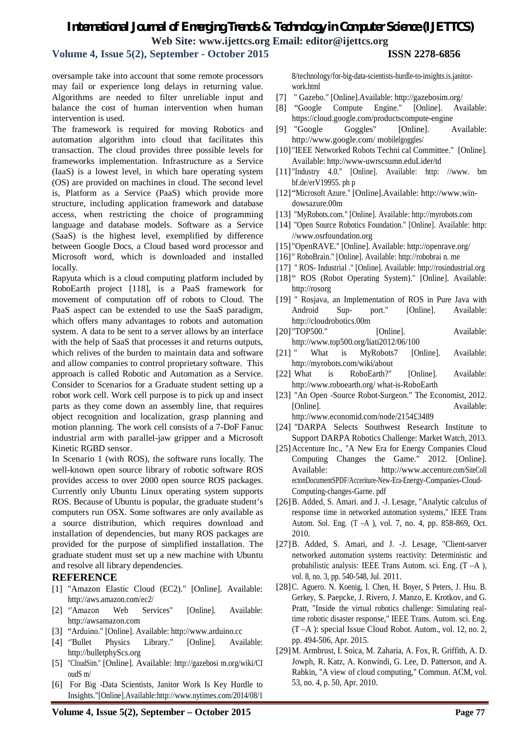oversample take into account that some remote processors may fail or experience long delays in returning value. Algorithms are needed to filter unreliable input and balance the cost of human intervention when human intervention is used.

The framework is required for moving Robotics and automation algorithm into cloud that facilitates this transaction. The cloud provides three possible levels for frameworks implementation. Infrastructure as a Service (IaaS) is a lowest level, in which bare operating system (OS) are provided on machines in cloud. The second level is, Platform as a Service (PaaS) which provide more structure, including application framework and database access, when restricting the choice of programming language and database models. Software as a Service (SaaS) is the highest level, exemplified by difference between Google Docs, a Cloud based word processor and Microsoft word, which is downloaded and installed locally.

Rapyuta which is a cloud computing platform included by RoboEarth project [118], is a PaaS framework for movement of computation off of robots to Cloud. The PaaS aspect can be extended to use the SaaS paradigm, which offers many advantages to robots and automation system. A data to be sent to a server allows by an interface with the help of SaaS that processes it and returns outputs, which relives of the burden to maintain data and software and allow companies to control proprietary software. This approach is called Robotic and Automation as a Service. Consider to Scenarios for a Graduate student setting up a robot work cell. Work cell purpose is to pick up and insect parts as they come down an assembly line, that requires object recognition and localization, grasp planning and motion planning. The work cell consists of a 7-DoF Fanuc industrial arm with parallel-jaw gripper and a Microsoft Kinetic RGBD sensor.

In Scenario 1 (with ROS), the software runs locally. The well-known open source library of robotic software ROS provides access to over 2000 open source ROS packages. Currently only Ubuntu Linux operating system supports ROS. Because of Ubuntu is popular, the graduate student's computers run OSX. Some softwares are only available as a source distribution, which requires download and installation of dependencies, but many ROS packages are provided for the purpose of simplified installation. The graduate student must set up a new machine with Ubuntu and resolve all library dependencies.

## REFERENCE

[1] "Amazon Elastic Cloud (EC2)." [Online]. Available: http://aws.amazon.com/ec2/

[2] "Amazon Web Services" [Online]. Available: http://awsamazon.com

[3] "Arduino." [Online]. Available: http://www.arduino.cc

[4] "Bullet Physics Library." [Online]. Available: http://bulletphyScs.org

[5] "CloudSim." [Online]. Available: http://gazebosi m.org/wiki/CloudS m/

[6] For Big -Data Scientists, Janitor Work Is Key Hurdle to Insights."[Online].Available:http://www.nytimes.com/2014/08/18/technology/for-big-data-scientists-hurdle-to-insights.is.janitor-work.html

[7] " Gazebo." [Online].Available: http://gazebosim.org/

[8] "Google Compute Engine." [Online]. Available: https://cloud.google.com/productscompute-engine

[9] "Google Goggles" [Online]. Available: http://www.google.com/ mobilelgoggles/

[10] "IEEE Networked Robots Techni cal Committee." [Online]. Available: http://www-uwrscsumn.eduLider/td

[11] "Industry 4.0." [Online]. Available: http: //www. bm bf.de/erV19955. ph p

[12] "Microsoft Azure." [Online].Available: http://www.win-dowsazure.00m

[13] "MyRobots.com." [Online]. Available: http://myrobots.com

[14] "Open Source Robotics Foundation." [Online]. Available: http: //www.osrfoundation.org

[15] "OpenRAVE." [Online]. Available: http://openrave.org/

[16] " RoboBrain." [Online]. Available: http://robobrai n. me

[17] " ROS- Industrial ." [Online]. Available: http://rosindustrial.org

[18] " ROS (Robot Operating System)." [Online]. Available: http://rosorg

[19] " Rosjava, an Implementation of ROS in Pure Java with Android Sup- port." [Online]. Available: http://cloudrobotics.00m

[20] "TOP500." [Online]. Available: http://www.top500.org/liati2012/06/100

[21] " What is MyRobots7 [Online]. Available: http://myrobots.com/wiki/about

[22] What is RoboEarth?" [Online]. Available: http://www.roboearth.org/ what-is-RoboEarth

[23] "An Open -Source Robot-Surgeon." The Economist, 2012. [Online]. Available: http://www.economid.com/node/2154£3489

[24] "DARPA Selects Southwest Research Institute to Support DARPA Robotics Challenge: Market Watch, 2013.

[25] Accenture Inc., "A New Era for Energy Companies Cloud Computing Changes the Game." 2012. [Online]. Available: http://www.accenture.com/SiteCollectonDocumentSPDF/Acceriture-New-Era-Energy-Companies-Cloud-Computing-changes-Garne. pdf

[26] B. Added, S. Amari. and J. -J. Lesage, "Analytic calculus of response time in networked automation systems," IEEE Trans Autom. Sol. Eng. (T –A ), vol. 7, no. 4, pp. 858-869, Oct. 2010.

[27] B. Added, S. Amari, and J. -J. Lesage, "Client-sarver networked automation systems reactivity: Deterministic and probabilistic analysis: IEEE Trans Autom. sci. Eng. (T –A ), vol. 8, no. 3, pp. 540-548, Jul. 2011.

[28] C. Aguero. N. Koenig, I. Chen, H. Boyer, S Peters, J. Hsu. B. Gerkey, S. Paepcke, J. Rivero, J. Manzo, E. Krotkov, and G. Pratt, "Inside the virtual robotics challenge: Simulating real-time robotic disaster response," IEEE Trans. Autom. sci. Eng. (T –A ): special Issue Cloud Robot. Autom., vol. 12, no. 2, pp. 494-506, Apr. 2015.

[29] M. Armbrust, I. Soica, M. Zaharia, A. Fox, R. Griffith, A. D. Jowph, R. Katz, A. Konwindi, G. Lee, D. Patterson, and A. Rabkin, "A view of cloud computing," Commun. ACM, vol. 53, no. 4, p. 50, Apr. 2010.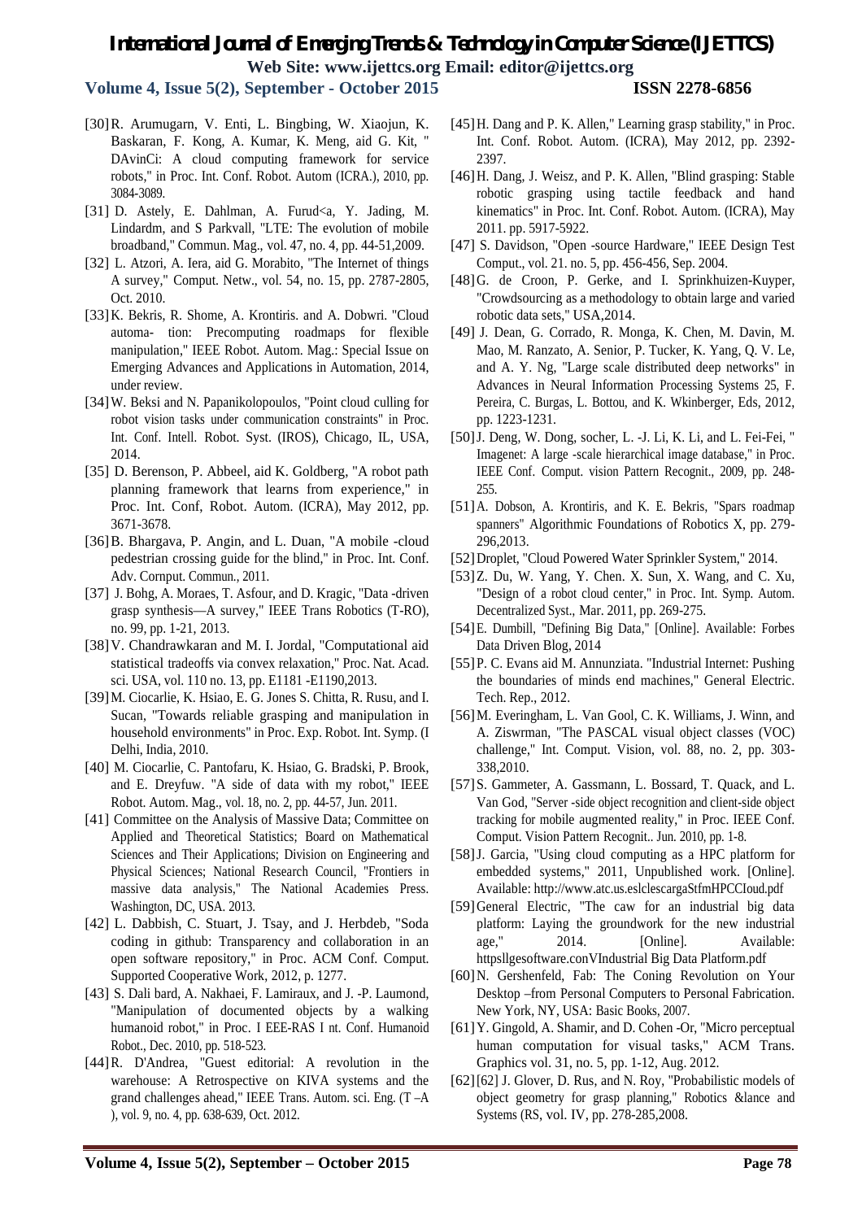[30] R. Arumugarn, V. Enti, L. Bingbing, W. Xiaojun, K. Baskaran, F. Kong, A. Kumar, K. Meng, aid G. Kit, " DAvinCi: A cloud computing framework for service robots," in Proc. Int. Conf. Robot. Autom (ICRA.), 2010, pp. 3084-3089.

[31] D. Astely, E. Dahlman, A. Furud<a, Y. Jading, M. Lindardm, and S Parkvall, "LTE: The evolution of mobile broadband," Commun. Mag., vol. 47, no. 4, pp. 44-51,2009.

[32] L. Atzori, A. Iera, aid G. Morabito, "The Internet of things A survey," Comput. Netw., vol. 54, no. 15, pp. 2787-2805, Oct. 2010.

[33] K. Bekris, R. Shome, A. Krontiris. and A. Dobwri. "Cloud automa- tion: Precomputing roadmaps for flexible manipulation," IEEE Robot. Autom. Mag.: Special Issue on Emerging Advances and Applications in Automation, 2014, under review.

[34] W. Beksi and N. Papanikolopoulos, "Point cloud culling for robot vision tasks under communication constraints" in Proc. Int. Conf. Intell. Robot. Syst. (IROS), Chicago, IL, USA, 2014.

[35] D. Berenson, P. Abbeel, aid K. Goldberg, "A robot path planning framework that learns from experience," in Proc. Int. Conf, Robot. Autom. (ICRA), May 2012, pp. 3671-3678.

[36] B. Bhargava, P. Angin, and L. Duan, "A mobile -cloud pedestrian crossing guide for the blind," in Proc. Int. Conf. Adv. Cornput. Commun., 2011.

[37] J. Bohg, A. Moraes, T. Asfour, and D. Kragic, "Data -driven grasp synthesis—A survey," IEEE Trans Robotics (T-RO), no. 99, pp. 1-21, 2013.

[38] V. Chandrawkaran and M. I. Jordal, "Computational aid statistical tradeoffs via convex relaxation," Proc. Nat. Acad. sci. USA, vol. 110 no. 13, pp. E1181 -E1190,2013.

[39] M. Ciocarlie, K. Hsiao, E. G. Jones S. Chitta, R. Rusu, and I. Sucan, "Towards reliable grasping and manipulation in household environments" in Proc. Exp. Robot. Int. Symp. (I Delhi, India, 2010.

[40] M. Ciocarlie, C. Pantofaru, K. Hsiao, G. Bradski, P. Brook, and E. Dreyfuw. "A side of data with my robot," IEEE Robot. Autom. Mag., vol. 18, no. 2, pp. 44-57, Jun. 2011.

[41] Committee on the Analysis of Massive Data; Committee on Applied and Theoretical Statistics; Board on Mathematical Sciences and Their Applications; Division on Engineering and Physical Sciences; National Research Council, "Frontiers in massive data analysis," The National Academies Press. Washington, DC, USA. 2013.

[42] L. Dabbish, C. Stuart, J. Tsay, and J. Herbdeb, "Soda coding in github: Transparency and collaboration in an open software repository," in Proc. ACM Conf. Comput. Supported Cooperative Work, 2012, p. 1277.

[43] S. Dali bard, A. Nakhaei, F. Lamiraux, and J. -P. Laumond, "Manipulation of documented objects by a walking humanoid robot," in Proc. I EEE-RAS I nt. Conf. Humanoid Robot., Dec. 2010, pp. 518-523.

[44] R. D'Andrea, "Guest editorial: A revolution in the warehouse: A Retrospective on KIVA systems and the grand challenges ahead," IEEE Trans. Autom. sci. Eng. (T –A ), vol. 9, no. 4, pp. 638-639, Oct. 2012.

[45] H. Dang and P. K. Allen," Learning grasp stability," in Proc. Int. Conf. Robot. Autom. (ICRA), May 2012, pp. 2392-2397.

[46] H. Dang, J. Weisz, and P. K. Allen, "Blind grasping: Stable robotic grasping using tactile feedback and hand kinematics" in Proc. Int. Conf. Robot. Autom. (ICRA), May 2011. pp. 5917-5922.

[47] S. Davidson, "Open -source Hardware," IEEE Design Test Comput., vol. 21. no. 5, pp. 456-456, Sep. 2004.

[48] G. de Croon, P. Gerke, and I. Sprinkhuizen-Kuyper, "Crowdsourcing as a methodology to obtain large and varied robotic data sets," USA,2014.

[49] J. Dean, G. Corrado, R. Monga, K. Chen, M. Davin, M. Mao, M. Ranzato, A. Senior, P. Tucker, K. Yang, Q. V. Le, and A. Y. Ng, "Large scale distributed deep networks" in Advances in Neural Information Processing Systems 25, F. Pereira, C. Burgas, L. Bottou, and K. Wkinberger, Eds, 2012, pp. 1223-1231.

[50] J. Deng, W. Dong, socher, L. -J. Li, K. Li, and L. Fei-Fei, " Imagenet: A large -scale hierarchical image database," in Proc. IEEE Conf. Comput. vision Pattern Recognit., 2009, pp. 248-255.

[51] A. Dobson, A. Krontiris, and K. E. Bekris, "Spars roadmap spanners" Algorithmic Foundations of Robotics X, pp. 279-296,2013.

[52] Droplet, "Cloud Powered Water Sprinkler System," 2014.

[53] Z. Du, W. Yang, Y. Chen. X. Sun, X. Wang, and C. Xu, "Design of a robot cloud center," in Proc. Int. Symp. Autom. Decentralized Syst., Mar. 2011, pp. 269-275.

[54] E. Dumbill, "Defining Big Data," [Online]. Available: Forbes Data Driven Blog, 2014

[55] P. C. Evans aid M. Annunziata. "Industrial Internet: Pushing the boundaries of minds end machines," General Electric. Tech. Rep., 2012.

[56] M. Everingham, L. Van Gool, C. K. Williams, J. Winn, and A. Ziswrman, "The PASCAL visual object classes (VOC) challenge," Int. Comput. Vision, vol. 88, no. 2, pp. 303-338,2010.

[57] S. Gammeter, A. Gassmann, L. Bossard, T. Quack, and L. Van God, "Server -side object recognition and client-side object tracking for mobile augmented reality," in Proc. IEEE Conf. Comput. Vision Pattern Recognit.. Jun. 2010, pp. 1-8.

[58] J. Garcia, "Using cloud computing as a HPC platform for embedded systems," 2011, Unpublished work. [Online]. Available: http://www.atc.us.eslclescargaStfmHPCCIoud.pdf

[59] General Electric, "The caw for an industrial big data platform: Laying the groundwork for the new industrial age," 2014. [Online]. Available: httpsllgesoftware.conVIndustrial Big Data Platform.pdf

[60] N. Gershenfeld, Fab: The Coning Revolution on Your Desktop –from Personal Computers to Personal Fabrication. New York, NY, USA: Basic Books, 2007.

[61] Y. Gingold, A. Shamir, and D. Cohen -Or, "Micro perceptual human computation for visual tasks," ACM Trans. Graphics vol. 31, no. 5, pp. 1-12, Aug. 2012.

[62] [62] J. Glover, D. Rus, and N. Roy, "Probabilistic models of object geometry for grasp planning," Robotics &lance and Systems (RS, vol. IV, pp. 278-285,2008.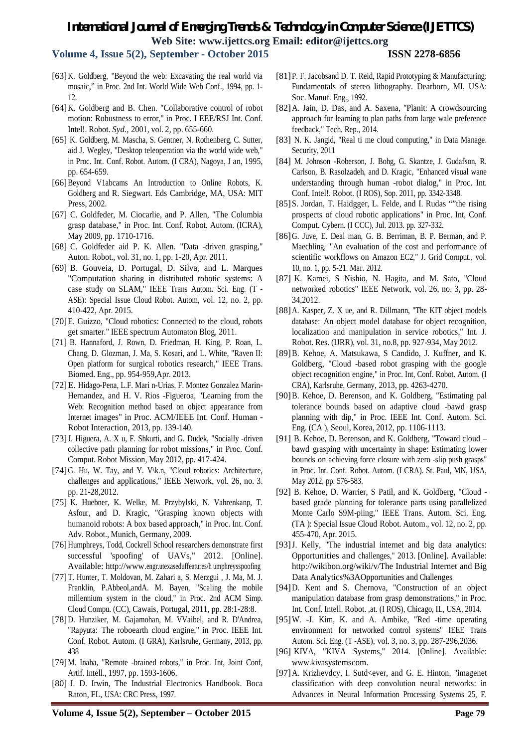[63] K. Goldberg, "Beyond the web: Excavating the real world via mosaic," in Proc. 2nd Int. World Wide Web Conf., 1994, pp. 1-12.

[64] K. Goldberg and B. Chen. "Collaborative control of robot motion: Robustness to error," in Proc. I EEE/RSJ Int. Conf. Intel!. Robot. *Syd.*, 2001, vol. 2, pp. 655-660.

[65] K. Goldberg, M. Mascha, S. Gentner, N. Rothenberg, C. Sutter, aid J. Wegley, "Desktop teleoperation via the world wide web," in Proc. Int. Conf. Robot. Autom. (I CRA), Nagoya, J an, 1995, pp. 654-659.

[66] Beyond V1abcams An Introduction to Online Robots, K. Goldberg and R. Siegwart. Eds Cambridge, MA, USA: MIT Press, 2002.

[67] C. Goldfeder, M. Ciocarlie, and P. Allen, "The Columbia grasp database," in Proc. Int. Conf. Robot. Autom. (ICRA), May 2009, pp. 1710-1716.

[68] C. Goldfeder aid P. K. Allen. "Data -driven grasping," Auton. Robot., vol. 31, no. 1, pp. 1-20, Apr. 2011.

[69] B. Gouveia, D. Portugal, D. Silva, and L. Marques "Computation sharing in distributed robotic systems: A case study on SLAM," IEEE Trans Autom. Sci. Eng. (T -ASE): Special Issue Cloud Robot. Autom, vol. 12, no. 2, pp. 410-422, Apr. 2015.

[70] E. Guizzo, "Cloud robotics: Connected to the cloud, robots get smarter." IEEE spectrum Automaton Blog, 2011.

[71] B. Hannaford, J. Rown, D. Friedman, H. King, P. Roan, L. Chang, D. Glozman, J. Ma, S. Kosari, and L. White, "Raven II: Open platform for surgical robotics research," IEEE Trans. Biomed. Eng., pp. 954-959,Apr. 2013.

[72] E. Hidago-Pena, L.F. Mari n-Urias, F. Montez Gonzalez Marin-Hernandez, and H. V. Rios -Figueroa, "Learning from the Web: Recognition method based on object appearance from Internet images" in Proc. ACM/IEEE Int. Conf. Human - Robot Interaction, 2013, pp. 139-140.

[73] J. Higuera, A. X u, F. Shkurti, and G. Dudek, "Socially -driven collective path planning for robot missions," in Proc. Conf. Comput. Robot Mission, May 2012, pp. 417-424.

[74] G. Hu, W. Tay, and Y. V\k.n, "Cloud robotics: Architecture, challenges and applications," IEEE Network, vol. 26, no. 3. pp. 21-28,2012.

[75] K. Huebner, K. Welke, M. Przybylski, N. Vahrenkanp, T. Asfour, and D. Kragic, "Grasping known objects with humanoid robots: A box based approach," in Proc. Int. Conf. Adv. Robot., Munich, Germany, 2009.

[76] Humphreys, Todd, Cockrell School researchers demonstrate first successful 'spoofing' of UAVs," 2012. [Online]. Available: http://www.engr.utexaseduffeatures/h umphreysspoofing

[77] T. Hunter, T. Moldovan, M. Zahari a, S. Merzgui , J. Ma, M. J. Franklin, P.Abbeol,andA. M. Bayen, "Scaling the mobile millennium system in the cloud," in Proc. 2nd ACM Simp. Cloud Compu. (CC), Cawais, Portugal, 2011, pp. 28:1-28:8.

[78] D. Hunziker, M. Gajamohan, M. VVaibel, and R. D'Andrea, "Rapyuta: The roboearth cloud engine," in Proc. IEEE Int. Conf. Robot. Autom. (I GRA), Karlsruhe, Germany, 2013, pp. 438

[79] M. Inaba, "Remote -brained robots," in Proc. Int, Joint Conf, Artif. Intell., 1997, pp. 1593-1606.

[80] J. D. Irwin, The Industrial Electronics Handbook. Boca Raton, FL, USA: CRC Press, 1997.

[81] P. F. Jacobsand D. T. Reid, Rapid Prototyping & Manufacturing: Fundamentals of stereo lithography. Dearborn, MI, USA: Soc. Manuf. Eng., 1992.

[82] A. Jain, D. Das, and A. Saxena, "Planit: A crowdsourcing approach for learning to plan paths from large wale preference feedback," Tech. Rep., 2014.

[83] N. K. Jangid, "Real ti me cloud computing," in Data Manage. Security, 2011

[84] M. Johnson -Roberson, J. Bohg, G. Skantze, J. Gudafson, R. Carlson, B. Rasolzadeh, and D. Kragic, "Enhanced visual wane understanding through human -robot dialog," in Proc. Int. Conf. Intel!. Robot. (I ROS), Sop. 2011, pp. 3342-3348.

[85] S. Jordan, T. Haidgger, L. Felde, and I. Rudas ""the rising prospects of cloud robotic applications" in Proc. Int, Conf. Comput. Cybern. (I CCC), Jul. 2013. pp. 327-332.

[86] G. Juve, E. Deal man, G. B. Berriman, B. P. Berman, and P. Maechling, "An evaluation of the cost and performance of scientific workflows on Amazon EC2," J. Grid Cornput., vol. 10, no. 1, pp. 5-21. Mar. 2012.

[87] K. Kamei, S Nishio, N. Hagita, and M. Sato, "Cloud networked robotics" IEEE Network, vol. 26, no. 3, pp. 28-34,2012.

[88] A. Kasper, Z. X ue, and R. Dillmann, "The KIT object models database: An object model database for object recognition, localization and manipulation in service robotics," Int. J. Robot. Res. (IJRR), vol. 31, no.8, pp. 927-934, May 2012.

[89] B. Kehoe, A. Matsukawa, S Candido, J. Kuffner, and K. Goldberg, "Cloud -based robot grasping with the google object recognition engine," in Proc. Int, Conf. Robot. Autom. (I CRA), Karlsruhe, Germany, 2013, pp. 4263-4270.

[90] B. Kehoe, D. Berenson, and K. Goldberg, "Estimating pal tolerance bounds based on adaptive cloud -bawd grasp planning with dip," in Proc. IEEE Int. Conf. Autom. Sci. Eng. (CA ), Seoul, Korea, 2012, pp. 1106-1113.

[91] B. Kehoe, D. Berenson, and K. Goldberg, "Toward cloud – bawd grasping with uncertainty in shape: Estimating lower bounds on achieving force closure with zero -slip push grasps" in Proc. Int. Conf. Robot. Autom. (I CRA). St. Paul, MN, USA, May 2012, pp. 576-583.

[92] B. Kehoe, D. Warrier, S Patil, and K. Goldberg, "Cloud - based grade planning for tolerance parts using parallelized Monte Carlo S9M-piing," IEEE Trans. Autom. Sci. Eng. (TA ): Special Issue Cloud Robot. Autom., vol. 12, no. 2, pp. 455-470, Apr. 2015.

[93] J. Kelly, "The industrial internet and big data analytics: Opportunities and challenges," 2013. [Online]. Available: http://wikibon.org/wiki/v/The Industrial Internet and Big Data Analytics%3AOpportunities and Challenges

[94] D. Kent and S. Chernova, "Construction of an object manipulation database from grasp demonstrations," in Proc. Int. Conf. Intell. Robot. ,at. (I ROS), Chicago, IL, USA, 2014.

[95] W. -J. Kim, K. and A. Ambike, "Red -time operating environment for networked control systems" IEEE Trans Autom. Sci. Eng. (T -ASE), vol. 3, no. 3, pp. 287-296,2036.

[96] KIVA, "KIVA Systems," 2014. [Online]. Available: www.kivasystemscom.

[97] A. Krizhevdcy, I. Sutd<ever, and G. E. Hinton, "imagenet classification with deep convolution neural networks: in Advances in Neural Information Processing Systems 25, F.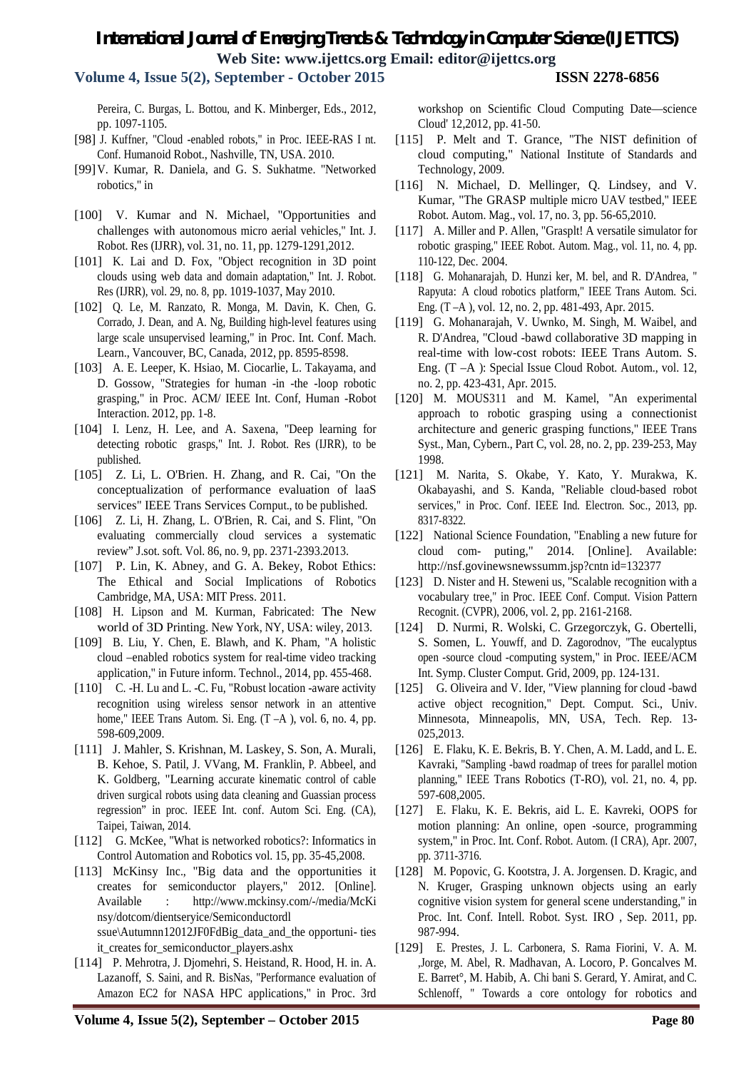Pereira, C. Burgas, L. Bottou, and K. Minberger, Eds., 2012, pp. 1097-1105.

[98] J. Kuffner, "Cloud -enabled robots," in Proc. IEEE-RAS I nt. Conf. Humanoid Robot., Nashville, TN, USA. 2010.

[99] V. Kumar, R. Daniela, and G. S. Sukhatme. "Networked robotics," in

[100] V. Kumar and N. Michael, "Opportunities and challenges with autonomous micro aerial vehicles," Int. J. Robot. Res (IJRR), vol. 31, no. 11, pp. 1279-1291,2012.

[101] K. Lai and D. Fox, "Object recognition in 3D point clouds using web data and domain adaptation," Int. J. Robot. Res (IJRR), vol. 29, no. 8, pp. 1019-1037, May 2010.

[102] Q. Le, M. Ranzato, R. Monga, M. Davin, K. Chen, G. Corrado, J. Dean, and A. Ng, Building high-level features using large scale unsupervised learning," in Proc. Int. Conf. Mach. Learn., Vancouver, BC, Canada, 2012, pp. 8595-8598.

[103] A. E. Leeper, K. Hsiao, M. Ciocarlie, L. Takayama, and D. Gossow, "Strategies for human -in -the -loop robotic grasping," in Proc. ACM/ IEEE Int. Conf, Human -Robot Interaction. 2012, pp. 1-8.

[104] I. Lenz, H. Lee, and A. Saxena, "Deep learning for detecting robotic grasps," Int. J. Robot. Res (IJRR), to be published.

[105] Z. Li, L. O'Brien. H. Zhang, and R. Cai, "On the conceptualization of performance evaluation of laaS services" IEEE Trans Services Cornput., to be published.

[106] Z. Li, H. Zhang, L. O'Brien, R. Cai, and S. Flint, "On evaluating commercially cloud services a systematic review" J.sot. soft. Vol. 86, no. 9, pp. 2371-2393.2013.

[107] P. Lin, K. Abney, and G. A. Bekey, Robot Ethics: The Ethical and Social Implications of Robotics Cambridge, MA, USA: MIT Press. 2011.

[108] H. Lipson and M. Kurman, Fabricated: The New world of 3D Printing. New York, NY, USA: wiley, 2013.

[109] B. Liu, Y. Chen, E. Blawh, and K. Pham, "A holistic cloud –enabled robotics system for real-time video tracking application," in Future inform. Technol., 2014, pp. 455-468.

[110] C. -H. Lu and L. -C. Fu, "Robust location -aware activity recognition using wireless sensor network in an attentive home," IEEE Trans Autom. Si. Eng. (T –A ), vol. 6, no. 4, pp. 598-609,2009.

[111] J. Mahler, S. Krishnan, M. Laskey, S. Son, A. Murali, B. Kehoe, S. Patil, J. VVang, M. Franklin, P. Abbeel, and K. Goldberg, "Learning accurate kinematic control of cable driven surgical robots using data cleaning and Guassian process regression" in proc. IEEE Int. conf. Autom Sci. Eng. (CA), Taipei, Taiwan, 2014.

[112] G. McKee, "What is networked robotics?: Informatics in Control Automation and Robotics vol. 15, pp. 35-45,2008.

[113] McKinsy Inc., "Big data and the opportunities it creates for semiconductor players," 2012. [Online]. Available : http://www.mckinsy.com/-/media/McKinsy/dotcom/dientseryice/Semiconductordl ssue\Autumnn12012JF0FdBig_data_and_the opportuni- ties it_creates for_semiconductor_players.ashx

[114] P. Mehrotra, J. Djomehri, S. Heistand, R. Hood, H. in. A. Lazanoff, S. Saini, and R. BisNas, "Performance evaluation of Amazon EC2 for NASA HPC applications," in Proc. 3rd workshop on Scientific Cloud Computing Date—science Cloud' 12,2012, pp. 41-50.

[115] P. Melt and T. Grance, "The NIST definition of cloud computing," National Institute of Standards and Technology, 2009.

[116] N. Michael, D. Mellinger, Q. Lindsey, and V. Kumar, "The GRASP multiple micro UAV testbed," IEEE Robot. Autom. Mag., vol. 17, no. 3, pp. 56-65,2010.

[117] A. Miller and P. Allen, "Grasplt! A versatile simulator for robotic grasping," IEEE Robot. Autom. Mag., vol. 11, no. 4, pp. 110-122, Dec. 2004.

[118] G. Mohanarajah, D. Hunzi ker, M. bel, and R. D'Andrea, " Rapyuta: A cloud robotics platform," IEEE Trans Autom. Sci. Eng. (T –A ), vol. 12, no. 2, pp. 481-493, Apr. 2015.

[119] G. Mohanarajah, V. Uwnko, M. Singh, M. Waibel, and R. D'Andrea, "Cloud -bawd collaborative 3D mapping in real-time with low-cost robots: IEEE Trans Autom. S. Eng. (T –A ): Special Issue Cloud Robot. Autom., vol. 12, no. 2, pp. 423-431, Apr. 2015.

[120] M. MOUS311 and M. Kamel, "An experimental approach to robotic grasping using a connectionist architecture and generic grasping functions," IEEE Trans Syst., Man, Cybern., Part C, vol. 28, no. 2, pp. 239-253, May 1998.

[121] M. Narita, S. Okabe, Y. Kato, Y. Murakwa, K. Okabayashi, and S. Kanda, "Reliable cloud-based robot services," in Proc. Conf. IEEE Ind. Electron. Soc., 2013, pp. 8317-8322.

[122] National Science Foundation, "Enabling a new future for cloud com- puting," 2014. [Online]. Available: http://nsf.govinewsnewssumm.jsp?cntn id=132377

[123] D. Nister and H. Steweni us, "Scalable recognition with a vocabulary tree," in Proc. IEEE Conf. Comput. Vision Pattern Recognit. (CVPR), 2006, vol. 2, pp. 2161-2168.

[124] D. Nurmi, R. Wolski, C. Grzegorczyk, G. Obertelli, S. Somen, L. Youwff, and D. Zagorodnov, "The eucalyptus open -source cloud -computing system," in Proc. IEEE/ACM Int. Symp. Cluster Comput. Grid, 2009, pp. 124-131.

[125] G. Oliveira and V. Ider, "View planning for cloud -bawd active object recognition," Dept. Comput. Sci., Univ. Minnesota, Minneapolis, MN, USA, Tech. Rep. 13-025,2013.

[126] E. Flaku, K. E. Bekris, B. Y. Chen, A. M. Ladd, and L. E. Kavraki, "Sampling -bawd roadmap of trees for parallel motion planning," IEEE Trans Robotics (T-RO), vol. 21, no. 4, pp. 597-608,2005.

[127] E. Flaku, K. E. Bekris, aid L. E. Kavreki, OOPS for motion planning: An online, open -source, programming system," in Proc. Int. Conf. Robot. Autom. (I CRA), Apr. 2007, pp. 3711-3716.

[128] M. Popovic, G. Kootstra, J. A. Jorgensen. D. Kragic, and N. Kruger, Grasping unknown objects using an early cognitive vision system for general scene understanding," in Proc. Int. Conf. Intell. Robot. Syst. IRO , Sep. 2011, pp. 987-994.

[129] E. Prestes, J. L. Carbonera, S. Rama Fiorini, V. A. M. ,Jorge, M. Abel, R. Madhavan, A. Locoro, P. Goncalves M. E. Barret°, M. Habib, A. Chi bani S. Gerard, Y. Amirat, and C. Schlenoff, " Towards a core ontology for robotics and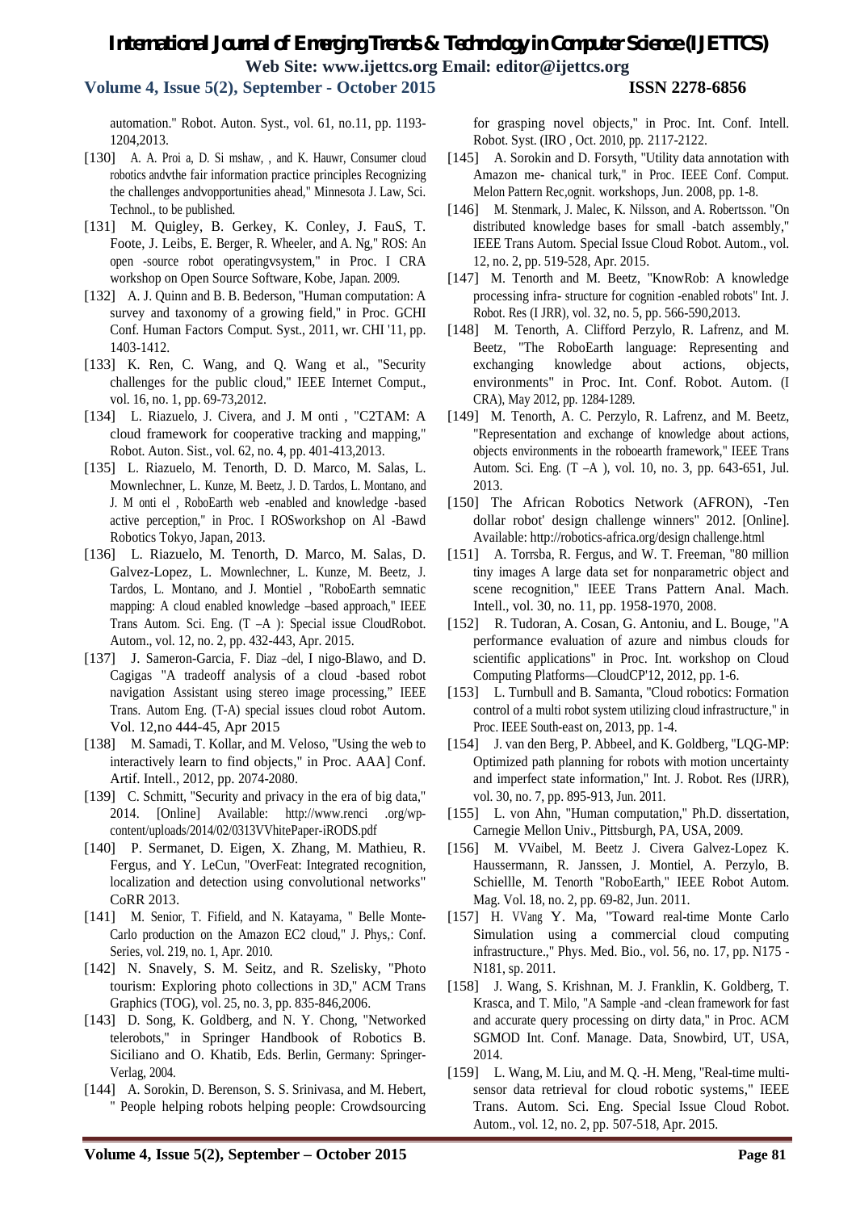automation." Robot. Auton. Syst., vol. 61, no.11, pp. 1193-1204,2013.

[130] A. A. Proi a, D. Si mshaw, , and K. Hauwr, Consumer cloud robotics andvthe fair information practice principles Recognizing the challenges andvopportunities ahead," Minnesota J. Law, Sci. Technol., to be published.

[131] M. Quigley, B. Gerkey, K. Conley, J. FauS, T. Foote, J. Leibs, E. Berger, R. Wheeler, and A. Ng," ROS: An open -source robot operatingvsystem," in Proc. I CRA workshop on Open Source Software, Kobe, Japan. 2009.

[132] A. J. Quinn and B. B. Bederson, "Human computation: A survey and taxonomy of a growing field," in Proc. GCHI Conf. Human Factors Comput. Syst., 2011, wr. CHI '11, pp. 1403-1412.

[133] K. Ren, C. Wang, and Q. Wang et al., "Security challenges for the public cloud," IEEE Internet Comput., vol. 16, no. 1, pp. 69-73,2012.

[134] L. Riazuelo, J. Civera, and J. M onti , "C2TAM: A cloud framework for cooperative tracking and mapping," Robot. Auton. Sist., vol. 62, no. 4, pp. 401-413,2013.

[135] L. Riazuelo, M. Tenorth, D. D. Marco, M. Salas, L. Mownlechner, L. Kunze, M. Beetz, J. D. Tardos, L. Montano, and J. M onti el , RoboEarth web -enabled and knowledge -based active perception," in Proc. I ROSworkshop on Al -Bawd Robotics Tokyo, Japan, 2013.

[136] L. Riazuelo, M. Tenorth, D. Marco, M. Salas, D. Galvez-Lopez, L. Mownlechner, L. Kunze, M. Beetz, J. Tardos, L. Montano, and J. Montiel , "RoboEarth semnatic mapping: A cloud enabled knowledge –based approach," IEEE Trans Autom. Sci. Eng. (T –A ): Special issue CloudRobot. Autom., vol. 12, no. 2, pp. 432-443, Apr. 2015.

[137] J. Sameron-Garcia, F. Diaz –del, I nigo-Blawo, and D. Cagigas "A tradeoff analysis of a cloud -based robot navigation Assistant using stereo image processing," IEEE Trans. Autom Eng. (T-A) special issues cloud robot Autom. Vol. 12,no 444-45, Apr 2015

[138] M. Samadi, T. Kollar, and M. Veloso, "Using the web to interactively learn to find objects," in Proc. AAA] Conf. Artif. Intell., 2012, pp. 2074-2080.

[139] C. Schmitt, "Security and privacy in the era of big data," 2014. [Online] Available: http://www.renci .org/wp-content/uploads/2014/02/0313VVhitePaper-iRODS.pdf

[140] P. Sermanet, D. Eigen, X. Zhang, M. Mathieu, R. Fergus, and Y. LeCun, "OverFeat: Integrated recognition, localization and detection using convolutional networks" CoRR 2013.

[141] M. Senior, T. Fifield, and N. Katayama, " Belle Monte-Carlo production on the Amazon EC2 cloud," J. Phys,: Conf. Series, vol. 219, no. 1, Apr. 2010.

[142] N. Snavely, S. M. Seitz, and R. Szelisky, "Photo tourism: Exploring photo collections in 3D," ACM Trans Graphics (TOG), vol. 25, no. 3, pp. 835-846,2006.

[143] D. Song, K. Goldberg, and N. Y. Chong, "Networked telerobots," in Springer Handbook of Robotics B. Siciliano and O. Khatib, Eds. Berlin, Germany: Springer-Verlag, 2004.

[144] A. Sorokin, D. Berenson, S. S. Srinivasa, and M. Hebert, " People helping robots helping people: Crowdsourcing for grasping novel objects," in Proc. Int. Conf. Intell. Robot. Syst. (IRO , Oct. 2010, pp. 2117-2122.

[145] A. Sorokin and D. Forsyth, "Utility data annotation with Amazon me- chanical turk," in Proc. IEEE Conf. Comput. Melon Pattern Rec,ognit. workshops, Jun. 2008, pp. 1-8.

[146] M. Stenmark, J. Malec, K. Nilsson, and A. Robertsson. "On distributed knowledge bases for small -batch assembly," IEEE Trans Autom. Special Issue Cloud Robot. Autom., vol. 12, no. 2, pp. 519-528, Apr. 2015.

[147] M. Tenorth and M. Beetz, "KnowRob: A knowledge processing infra- structure for cognition -enabled robots" Int. J. Robot. Res (I JRR), vol. 32, no. 5, pp. 566-590,2013.

[148] M. Tenorth, A. Clifford Perzylo, R. Lafrenz, and M. Beetz, "The RoboEarth language: Representing and exchanging knowledge about actions, objects, environments" in Proc. Int. Conf. Robot. Autom. (I CRA), May 2012, pp. 1284-1289.

[149] M. Tenorth, A. C. Perzylo, R. Lafrenz, and M. Beetz, "Representation and exchange of knowledge about actions, objects environments in the roboearth framework," IEEE Trans Autom. Sci. Eng. (T –A ), vol. 10, no. 3, pp. 643-651, Jul. 2013.

[150] The African Robotics Network (AFRON), -Ten dollar robot' design challenge winners" 2012. [Online]. Available: http://robotics-africa.org/design challenge.html

[151] A. Torrsba, R. Fergus, and W. T. Freeman, "80 million tiny images A large data set for nonparametric object and scene recognition," IEEE Trans Pattern Anal. Mach. Intell., vol. 30, no. 11, pp. 1958-1970, 2008.

[152] R. Tudoran, A. Cosan, G. Antoniu, and L. Bouge, "A performance evaluation of azure and nimbus clouds for scientific applications" in Proc. Int. workshop on Cloud Computing Platforms—CloudCP'12, 2012, pp. 1-6.

[153] L. Turnbull and B. Samanta, "Cloud robotics: Formation control of a multi robot system utilizing cloud infrastructure," in Proc. IEEE South-east on, 2013, pp. 1-4.

[154] J. van den Berg, P. Abbeel, and K. Goldberg, "LQG-MP: Optimized path planning for robots with motion uncertainty and imperfect state information," Int. J. Robot. Res (IJRR), vol. 30, no. 7, pp. 895-913, Jun. 2011.

[155] L. von Ahn, "Human computation," Ph.D. dissertation, Carnegie Mellon Univ., Pittsburgh, PA, USA, 2009.

[156] M. VVaibel, M. Beetz J. Civera Galvez-Lopez K. Haussermann, R. Janssen, J. Montiel, A. Perzylo, B. Schiellle, M. Tenorth "RoboEarth," IEEE Robot Autom. Mag. Vol. 18, no. 2, pp. 69-82, Jun. 2011.

[157] H. VVang Y. Ma, "Toward real-time Monte Carlo Simulation using a commercial cloud computing infrastructure.," Phys. Med. Bio., vol. 56, no. 17, pp. N175 -N181, sp. 2011.

[158] J. Wang, S. Krishnan, M. J. Franklin, K. Goldberg, T. Krasca, and T. Milo, "A Sample -and -clean framework for fast and accurate query processing on dirty data," in Proc. ACM SGMOD Int. Conf. Manage. Data, Snowbird, UT, USA, 2014.

[159] L. Wang, M. Liu, and M. Q. -H. Meng, "Real-time multi-sensor data retrieval for cloud robotic systems," IEEE Trans. Autom. Sci. Eng. Special Issue Cloud Robot. Autom., vol. 12, no. 2, pp. 507-518, Apr. 2015.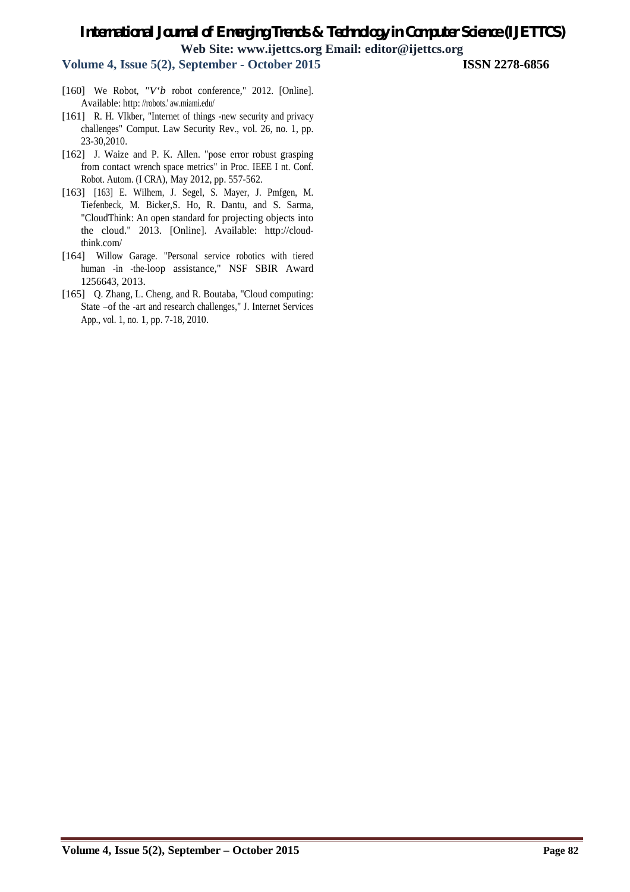[160] We Robot, "V'b robot conference," 2012. [Online]. Available: http: //robots.' aw.miami.edu/

[161] R. H. VIkber, "Internet of things -new security and privacy challenges" Comput. Law Security Rev., vol. 26, no. 1, pp. 23-30,2010.

[162] J. Waize and P. K. Allen. "pose error robust grasping from contact wrench space metrics" in Proc. IEEE I nt. Conf. Robot. Autom. (I CRA), May 2012, pp. 557-562.

[163] [163] E. Wilhem, J. Segel, S. Mayer, J. Pmfgen, M. Tiefenbeck, M. Bicker,S. Ho, R. Dantu, and S. Sarma, "CloudThink: An open standard for projecting objects into the cloud." 2013. [Online]. Available: http://cloud-think.com/

[164] Willow Garage. "Personal service robotics with tiered human -in -the-loop assistance," NSF SBIR Award 1256643, 2013.

[165] Q. Zhang, L. Cheng, and R. Boutaba, "Cloud computing: State –of the -art and research challenges," J. Internet Services App., vol. 1, no. 1, pp. 7-18, 2010.